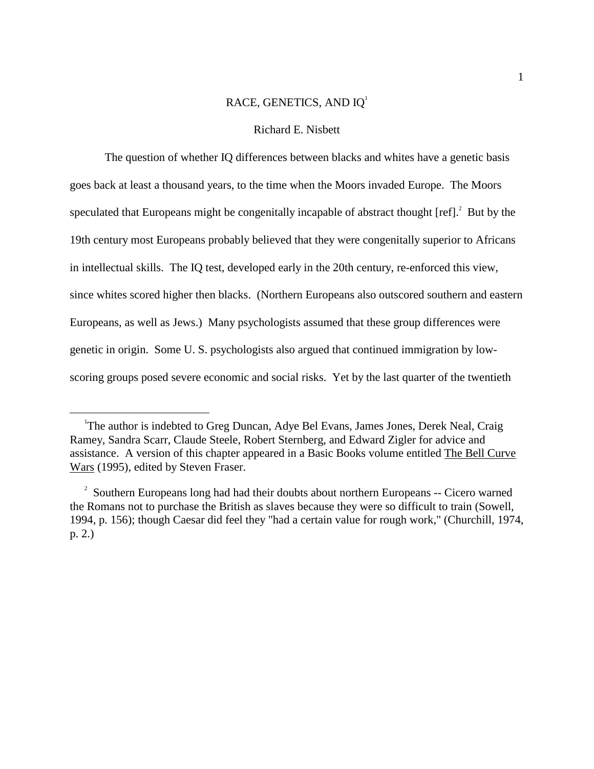# RACE, GENETICS, AND IQ[1]

Richard E. Nisbett

The question of whether IQ differences between blacks and whites have a genetic basis goes back at least a thousand years, to the time when the Moors invaded Europe. The Moors speculated that Europeans might be congenitally incapable of abstract thought [ref].[2] But by the 19th century most Europeans probably believed that they were congenitally superior to Africans in intellectual skills. The IQ test, developed early in the 20th century, re-enforced this view, since whites scored higher then blacks. (Northern Europeans also outscored southern and eastern Europeans, as well as Jews.) Many psychologists assumed that these group differences were genetic in origin. Some U. S. psychologists also argued that continued immigration by low-scoring groups posed severe economic and social risks. Yet by the last quarter of the twentieth

---

[1] The author is indebted to Greg Duncan, Adye Bel Evans, James Jones, Derek Neal, Craig Ramey, Sandra Scarr, Claude Steele, Robert Sternberg, and Edward Zigler for advice and assistance. A version of this chapter appeared in a Basic Books volume entitled The Bell Curve Wars (1995), edited by Steven Fraser.

[2] Southern Europeans long had had their doubts about northern Europeans -- Cicero warned the Romans not to purchase the British as slaves because they were so difficult to train (Sowell, 1994, p. 156); though Caesar did feel they "had a certain value for rough work," (Churchill, 1974, p. 2.)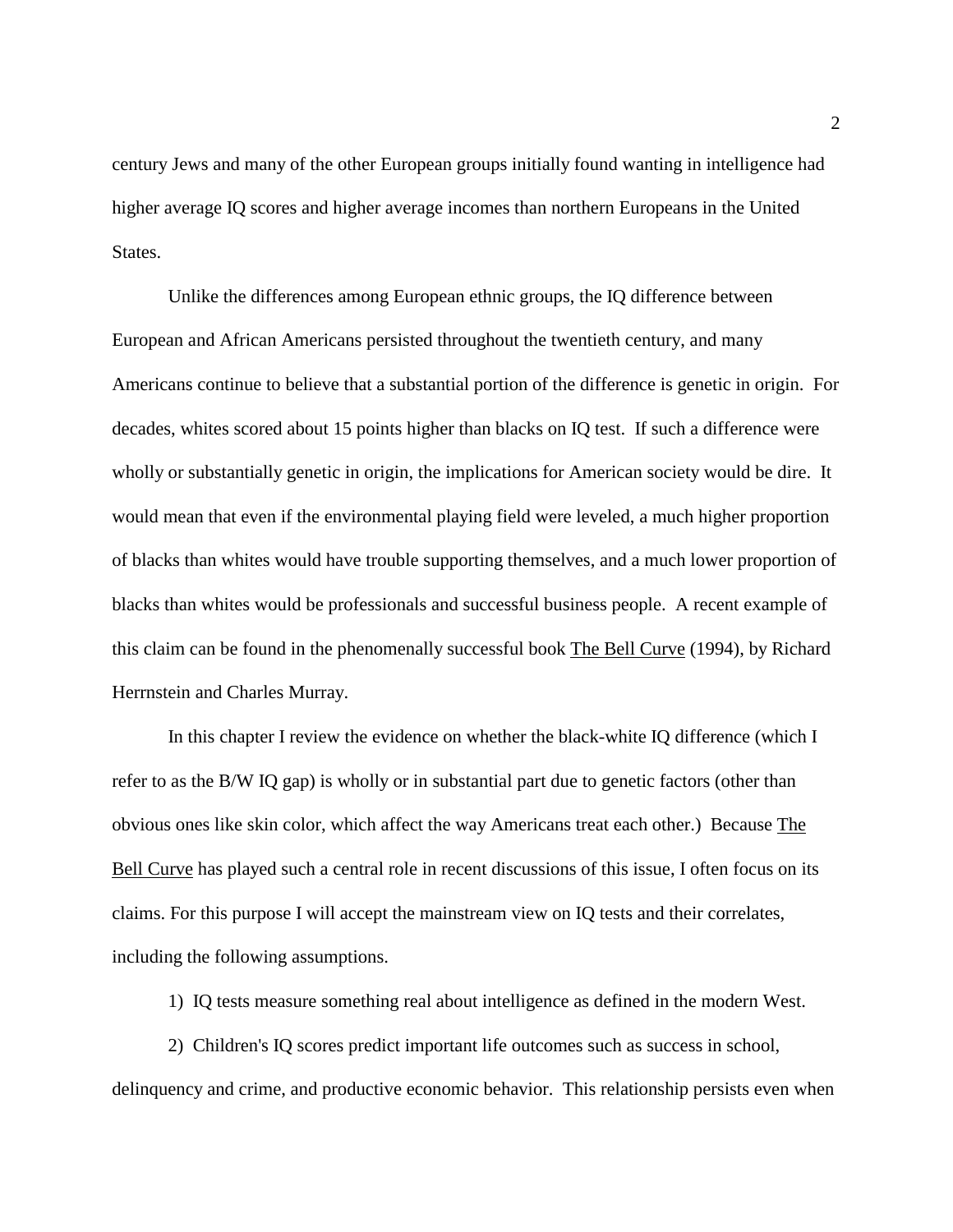century Jews and many of the other European groups initially found wanting in intelligence had higher average IQ scores and higher average incomes than northern Europeans in the United States.

Unlike the differences among European ethnic groups, the IQ difference between European and African Americans persisted throughout the twentieth century, and many Americans continue to believe that a substantial portion of the difference is genetic in origin. For decades, whites scored about 15 points higher than blacks on IQ test. If such a difference were wholly or substantially genetic in origin, the implications for American society would be dire. It would mean that even if the environmental playing field were leveled, a much higher proportion of blacks than whites would have trouble supporting themselves, and a much lower proportion of blacks than whites would be professionals and successful business people. A recent example of this claim can be found in the phenomenally successful book <u>The Bell Curve</u> (1994), by Richard Herrnstein and Charles Murray.

In this chapter I review the evidence on whether the black-white IQ difference (which I refer to as the B/W IQ gap) is wholly or in substantial part due to genetic factors (other than obvious ones like skin color, which affect the way Americans treat each other.) Because <u>The Bell Curve</u> has played such a central role in recent discussions of this issue, I often focus on its claims. For this purpose I will accept the mainstream view on IQ tests and their correlates, including the following assumptions.

1) IQ tests measure something real about intelligence as defined in the modern West.

2) Children's IQ scores predict important life outcomes such as success in school, delinquency and crime, and productive economic behavior. This relationship persists even when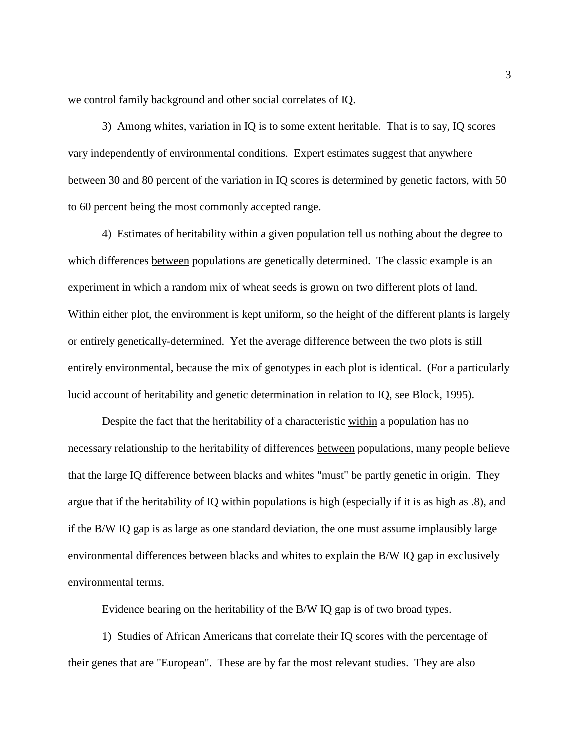we control family background and other social correlates of IQ.

3) Among whites, variation in IQ is to some extent heritable. That is to say, IQ scores vary independently of environmental conditions. Expert estimates suggest that anywhere between 30 and 80 percent of the variation in IQ scores is determined by genetic factors, with 50 to 60 percent being the most commonly accepted range.

4) Estimates of heritability <u>within</u> a given population tell us nothing about the degree to which differences <u>between</u> populations are genetically determined. The classic example is an experiment in which a random mix of wheat seeds is grown on two different plots of land. Within either plot, the environment is kept uniform, so the height of the different plants is largely or entirely genetically-determined. Yet the average difference <u>between</u> the two plots is still entirely environmental, because the mix of genotypes in each plot is identical. (For a particularly lucid account of heritability and genetic determination in relation to IQ, see Block, 1995).

Despite the fact that the heritability of a characteristic <u>within</u> a population has no necessary relationship to the heritability of differences <u>between</u> populations, many people believe that the large IQ difference between blacks and whites "must" be partly genetic in origin. They argue that if the heritability of IQ within populations is high (especially if it is as high as .8), and if the B/W IQ gap is as large as one standard deviation, the one must assume implausibly large environmental differences between blacks and whites to explain the B/W IQ gap in exclusively environmental terms.

Evidence bearing on the heritability of the B/W IQ gap is of two broad types.

1) <u>Studies of African Americans that correlate their IQ scores with the percentage of their genes that are "European"</u>. These are by far the most relevant studies. They are also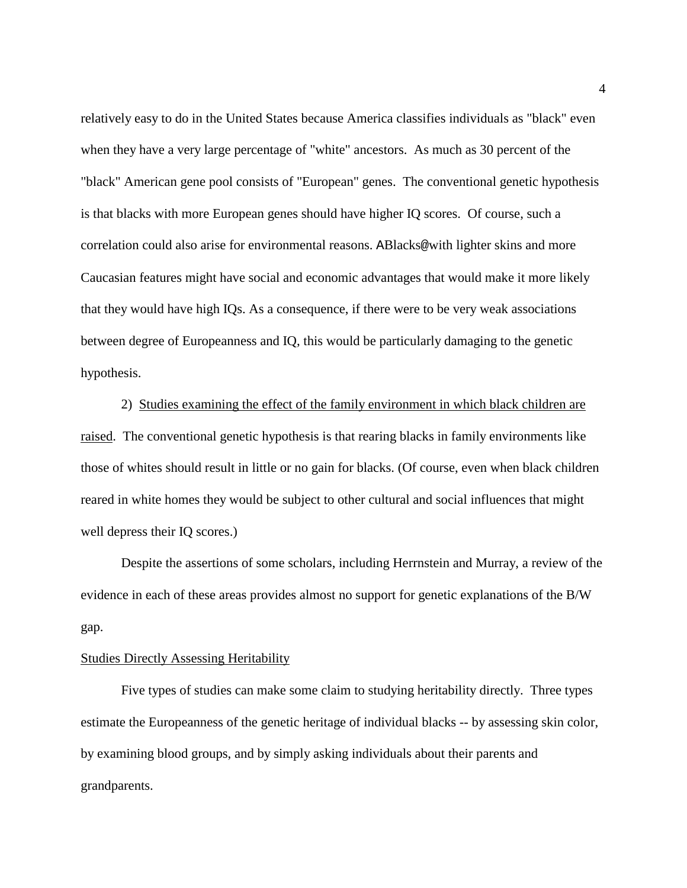relatively easy to do in the United States because America classifies individuals as "black" even when they have a very large percentage of "white" ancestors. As much as 30 percent of the "black" American gene pool consists of "European" genes. The conventional genetic hypothesis is that blacks with more European genes should have higher IQ scores. Of course, such a correlation could also arise for environmental reasons. ABlacks@with lighter skins and more Caucasian features might have social and economic advantages that would make it more likely that they would have high IQs. As a consequence, if there were to be very weak associations between degree of Europeanness and IQ, this would be particularly damaging to the genetic hypothesis.

2) <u>Studies examining the effect of the family environment in which black children are raised</u>. The conventional genetic hypothesis is that rearing blacks in family environments like those of whites should result in little or no gain for blacks. (Of course, even when black children reared in white homes they would be subject to other cultural and social influences that might well depress their IQ scores.)

Despite the assertions of some scholars, including Herrnstein and Murray, a review of the evidence in each of these areas provides almost no support for genetic explanations of the B/W gap.

<u>Studies Directly Assessing Heritability</u>

Five types of studies can make some claim to studying heritability directly. Three types estimate the Europeanness of the genetic heritage of individual blacks -- by assessing skin color, by examining blood groups, and by simply asking individuals about their parents and grandparents.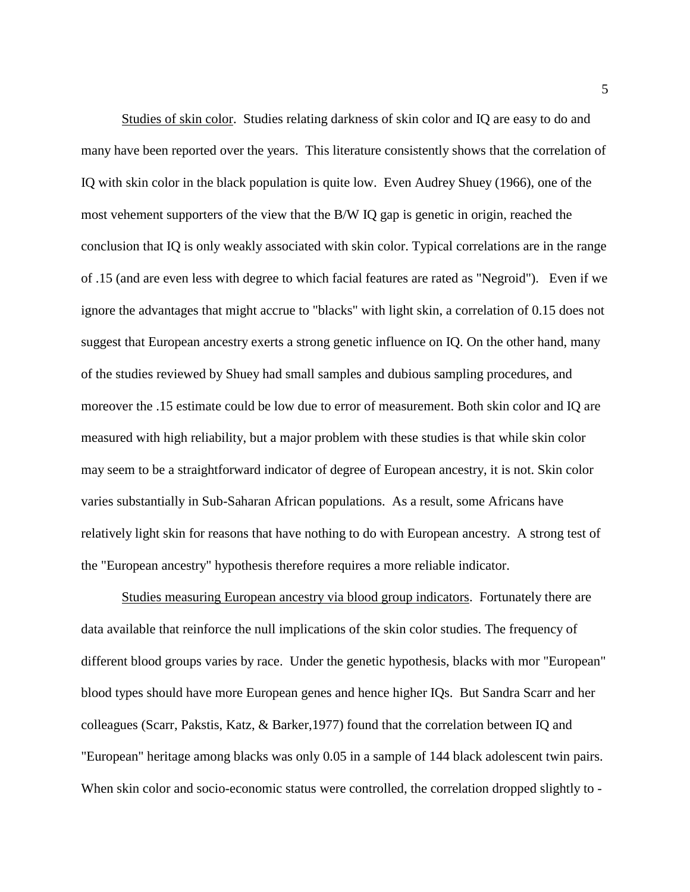Studies of skin color. Studies relating darkness of skin color and IQ are easy to do and many have been reported over the years. This literature consistently shows that the correlation of IQ with skin color in the black population is quite low. Even Audrey Shuey (1966), one of the most vehement supporters of the view that the B/W IQ gap is genetic in origin, reached the conclusion that IQ is only weakly associated with skin color. Typical correlations are in the range of .15 (and are even less with degree to which facial features are rated as "Negroid"). Even if we ignore the advantages that might accrue to "blacks" with light skin, a correlation of 0.15 does not suggest that European ancestry exerts a strong genetic influence on IQ. On the other hand, many of the studies reviewed by Shuey had small samples and dubious sampling procedures, and moreover the .15 estimate could be low due to error of measurement. Both skin color and IQ are measured with high reliability, but a major problem with these studies is that while skin color may seem to be a straightforward indicator of degree of European ancestry, it is not. Skin color varies substantially in Sub-Saharan African populations. As a result, some Africans have relatively light skin for reasons that have nothing to do with European ancestry. A strong test of the "European ancestry" hypothesis therefore requires a more reliable indicator.

Studies measuring European ancestry via blood group indicators. Fortunately there are data available that reinforce the null implications of the skin color studies. The frequency of different blood groups varies by race. Under the genetic hypothesis, blacks with mor "European" blood types should have more European genes and hence higher IQs. But Sandra Scarr and her colleagues (Scarr, Pakstis, Katz, & Barker,1977) found that the correlation between IQ and "European" heritage among blacks was only 0.05 in a sample of 144 black adolescent twin pairs. When skin color and socio-economic status were controlled, the correlation dropped slightly to -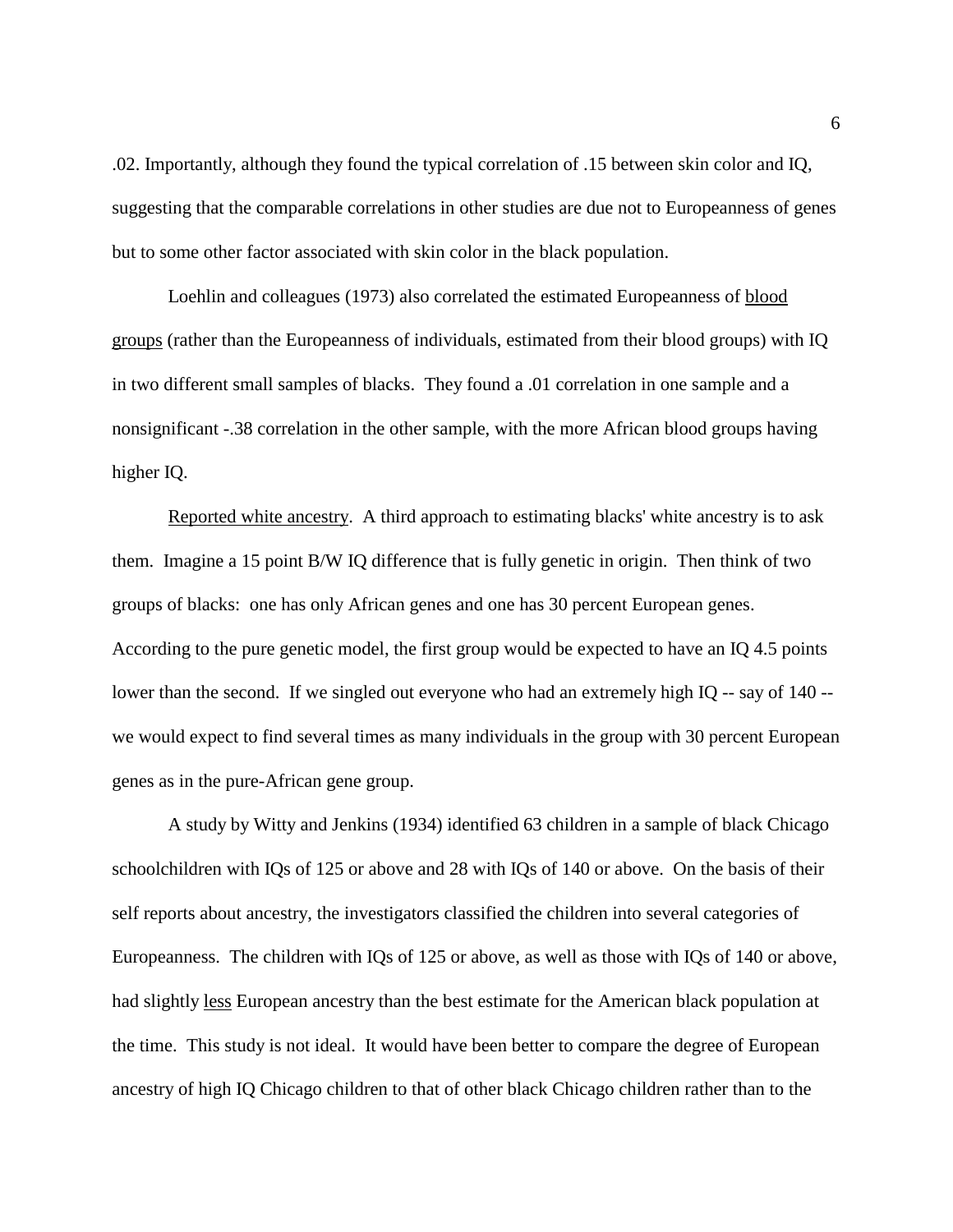.02. Importantly, although they found the typical correlation of .15 between skin color and IQ, suggesting that the comparable correlations in other studies are due not to Europeanness of genes but to some other factor associated with skin color in the black population.

Loehlin and colleagues (1973) also correlated the estimated Europeanness of <u>blood groups</u> (rather than the Europeanness of individuals, estimated from their blood groups) with IQ in two different small samples of blacks. They found a .01 correlation in one sample and a nonsignificant -.38 correlation in the other sample, with the more African blood groups having higher IQ.

<u>Reported white ancestry</u>. A third approach to estimating blacks' white ancestry is to ask them. Imagine a 15 point B/W IQ difference that is fully genetic in origin. Then think of two groups of blacks: one has only African genes and one has 30 percent European genes. According to the pure genetic model, the first group would be expected to have an IQ 4.5 points lower than the second. If we singled out everyone who had an extremely high IQ -- say of 140 -- we would expect to find several times as many individuals in the group with 30 percent European genes as in the pure-African gene group.

A study by Witty and Jenkins (1934) identified 63 children in a sample of black Chicago schoolchildren with IQs of 125 or above and 28 with IQs of 140 or above. On the basis of their self reports about ancestry, the investigators classified the children into several categories of Europeanness. The children with IQs of 125 or above, as well as those with IQs of 140 or above, had slightly <u>less</u> European ancestry than the best estimate for the American black population at the time. This study is not ideal. It would have been better to compare the degree of European ancestry of high IQ Chicago children to that of other black Chicago children rather than to the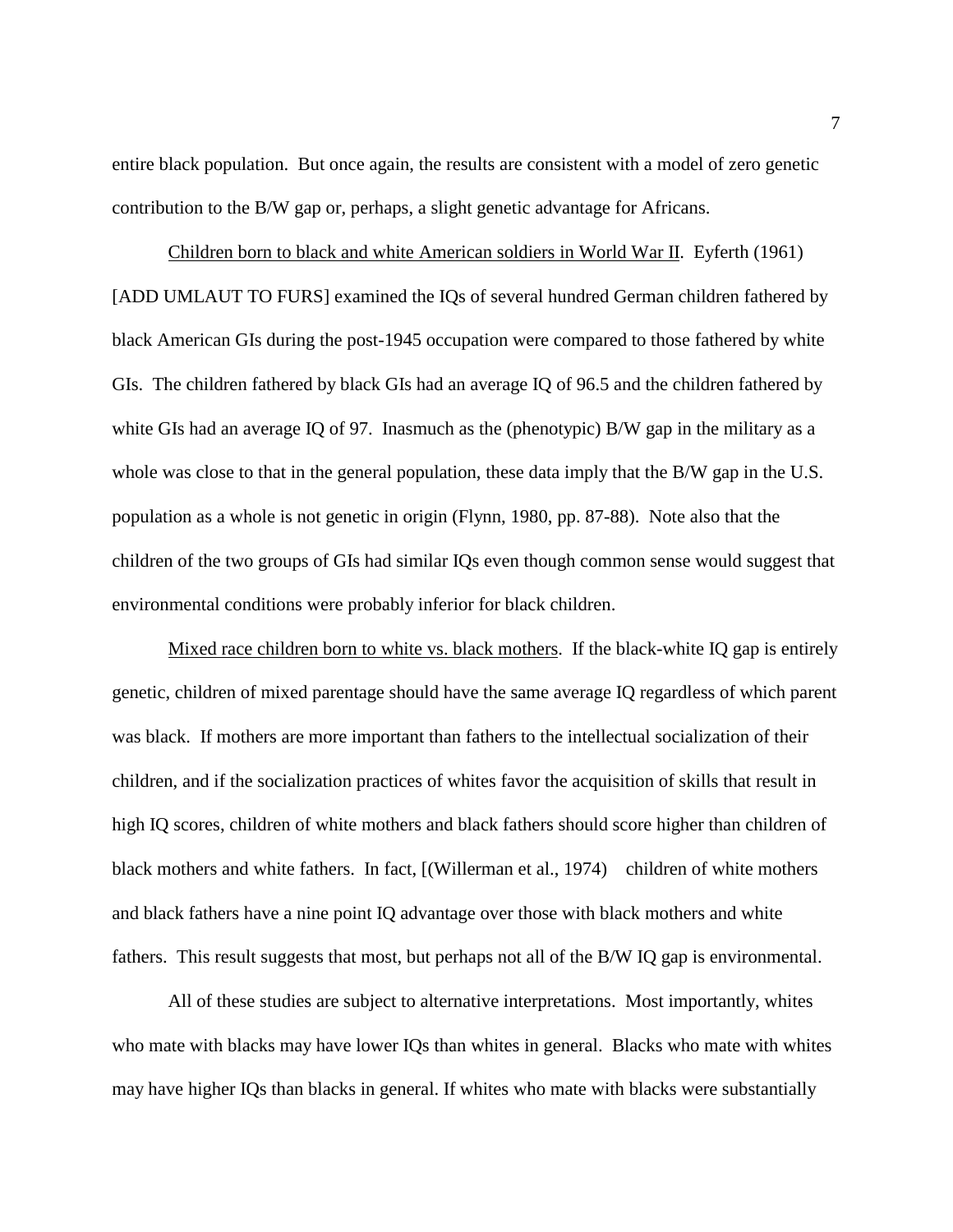entire black population. But once again, the results are consistent with a model of zero genetic contribution to the B/W gap or, perhaps, a slight genetic advantage for Africans.

Children born to black and white American soldiers in World War II. Eyferth (1961) [ADD UMLAUT TO FURS] examined the IQs of several hundred German children fathered by black American GIs during the post-1945 occupation were compared to those fathered by white GIs. The children fathered by black GIs had an average IQ of 96.5 and the children fathered by white GIs had an average IQ of 97. Inasmuch as the (phenotypic) B/W gap in the military as a whole was close to that in the general population, these data imply that the B/W gap in the U.S. population as a whole is not genetic in origin (Flynn, 1980, pp. 87-88). Note also that the children of the two groups of GIs had similar IQs even though common sense would suggest that environmental conditions were probably inferior for black children.

Mixed race children born to white vs. black mothers. If the black-white IQ gap is entirely genetic, children of mixed parentage should have the same average IQ regardless of which parent was black. If mothers are more important than fathers to the intellectual socialization of their children, and if the socialization practices of whites favor the acquisition of skills that result in high IQ scores, children of white mothers and black fathers should score higher than children of black mothers and white fathers. In fact, [(Willerman et al., 1974) children of white mothers and black fathers have a nine point IQ advantage over those with black mothers and white fathers. This result suggests that most, but perhaps not all of the B/W IQ gap is environmental.

All of these studies are subject to alternative interpretations. Most importantly, whites who mate with blacks may have lower IQs than whites in general. Blacks who mate with whites may have higher IQs than blacks in general. If whites who mate with blacks were substantially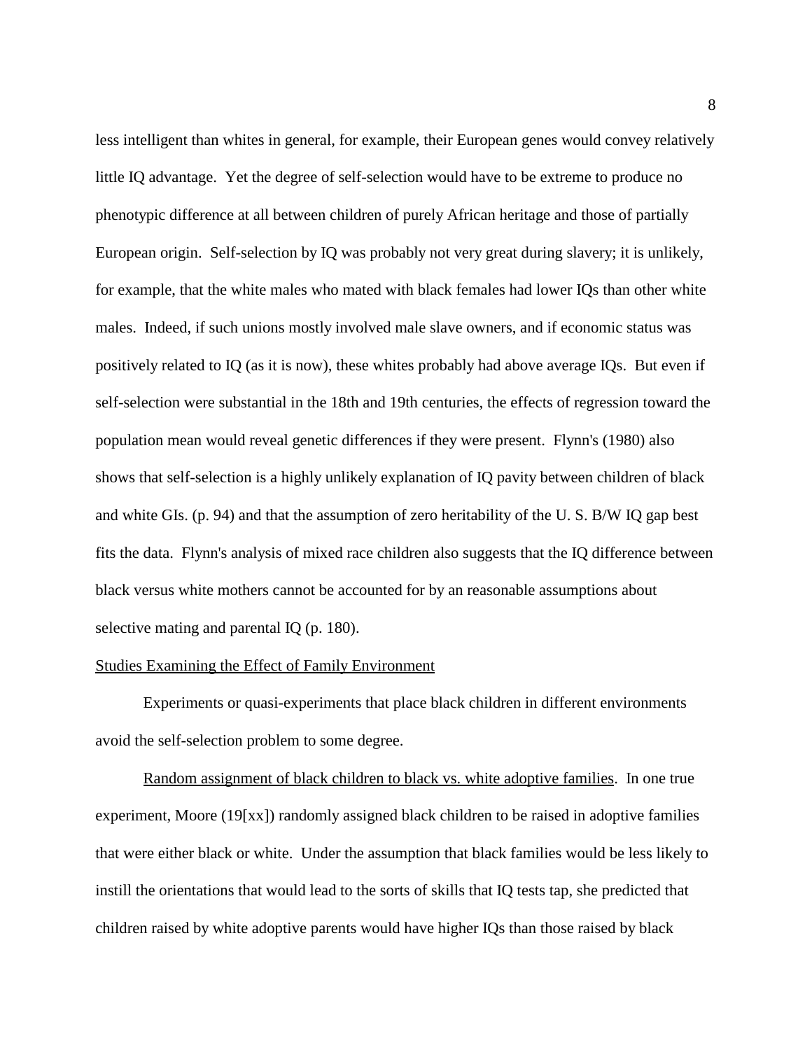less intelligent than whites in general, for example, their European genes would convey relatively little IQ advantage. Yet the degree of self-selection would have to be extreme to produce no phenotypic difference at all between children of purely African heritage and those of partially European origin. Self-selection by IQ was probably not very great during slavery; it is unlikely, for example, that the white males who mated with black females had lower IQs than other white males. Indeed, if such unions mostly involved male slave owners, and if economic status was positively related to IQ (as it is now), these whites probably had above average IQs. But even if self-selection were substantial in the 18th and 19th centuries, the effects of regression toward the population mean would reveal genetic differences if they were present. Flynn's (1980) also shows that self-selection is a highly unlikely explanation of IQ pavity between children of black and white GIs. (p. 94) and that the assumption of zero heritability of the U. S. B/W IQ gap best fits the data. Flynn's analysis of mixed race children also suggests that the IQ difference between black versus white mothers cannot be accounted for by an reasonable assumptions about selective mating and parental IQ (p. 180).

## Studies Examining the Effect of Family Environment

Experiments or quasi-experiments that place black children in different environments avoid the self-selection problem to some degree.

Random assignment of black children to black vs. white adoptive families. In one true experiment, Moore (19[xx]) randomly assigned black children to be raised in adoptive families that were either black or white. Under the assumption that black families would be less likely to instill the orientations that would lead to the sorts of skills that IQ tests tap, she predicted that children raised by white adoptive parents would have higher IQs than those raised by black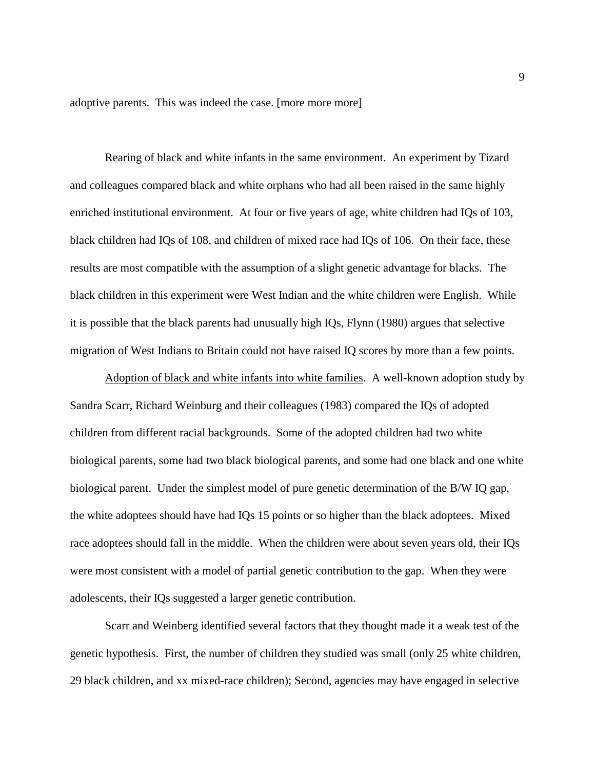adoptive parents. This was indeed the case. [more more more]

<u>Rearing of black and white infants in the same environment</u>. An experiment by Tizard and colleagues compared black and white orphans who had all been raised in the same highly enriched institutional environment. At four or five years of age, white children had IQs of 103, black children had IQs of 108, and children of mixed race had IQs of 106. On their face, these results are most compatible with the assumption of a slight genetic advantage for blacks. The black children in this experiment were West Indian and the white children were English. While it is possible that the black parents had unusually high IQs, Flynn (1980) argues that selective migration of West Indians to Britain could not have raised IQ scores by more than a few points.

<u>Adoption of black and white infants into white families</u>. A well-known adoption study by Sandra Scarr, Richard Weinburg and their colleagues (1983) compared the IQs of adopted children from different racial backgrounds. Some of the adopted children had two white biological parents, some had two black biological parents, and some had one black and one white biological parent. Under the simplest model of pure genetic determination of the B/W IQ gap, the white adoptees should have had IQs 15 points or so higher than the black adoptees. Mixed race adoptees should fall in the middle. When the children were about seven years old, their IQs were most consistent with a model of partial genetic contribution to the gap. When they were adolescents, their IQs suggested a larger genetic contribution.

Scarr and Weinberg identified several factors that they thought made it a weak test of the genetic hypothesis. First, the number of children they studied was small (only 25 white children, 29 black children, and xx mixed-race children); Second, agencies may have engaged in selective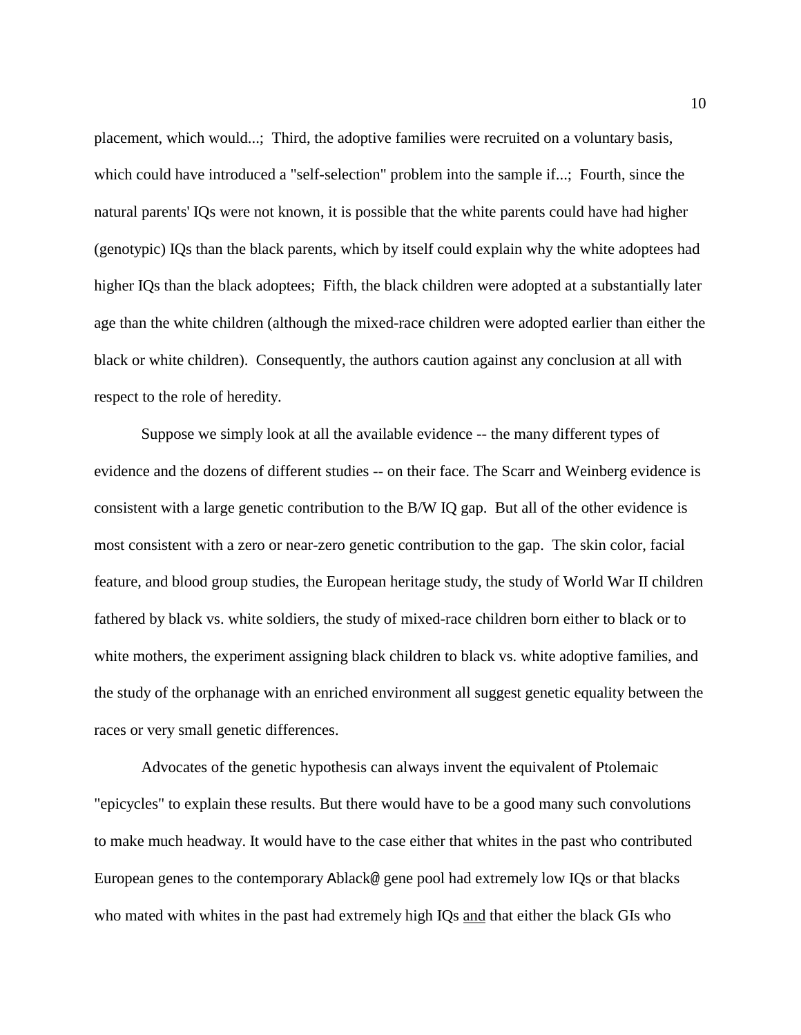placement, which would...; Third, the adoptive families were recruited on a voluntary basis, which could have introduced a "self-selection" problem into the sample if...; Fourth, since the natural parents' IQs were not known, it is possible that the white parents could have had higher (genotypic) IQs than the black parents, which by itself could explain why the white adoptees had higher IQs than the black adoptees; Fifth, the black children were adopted at a substantially later age than the white children (although the mixed-race children were adopted earlier than either the black or white children). Consequently, the authors caution against any conclusion at all with respect to the role of heredity.

Suppose we simply look at all the available evidence -- the many different types of evidence and the dozens of different studies -- on their face. The Scarr and Weinberg evidence is consistent with a large genetic contribution to the B/W IQ gap. But all of the other evidence is most consistent with a zero or near-zero genetic contribution to the gap. The skin color, facial feature, and blood group studies, the European heritage study, the study of World War II children fathered by black vs. white soldiers, the study of mixed-race children born either to black or to white mothers, the experiment assigning black children to black vs. white adoptive families, and the study of the orphanage with an enriched environment all suggest genetic equality between the races or very small genetic differences.

Advocates of the genetic hypothesis can always invent the equivalent of Ptolemaic "epicycles" to explain these results. But there would have to be a good many such convolutions to make much headway. It would have to the case either that whites in the past who contributed European genes to the contemporary Ablack@ gene pool had extremely low IQs or that blacks who mated with whites in the past had extremely high IQs <u>and</u> that either the black GIs who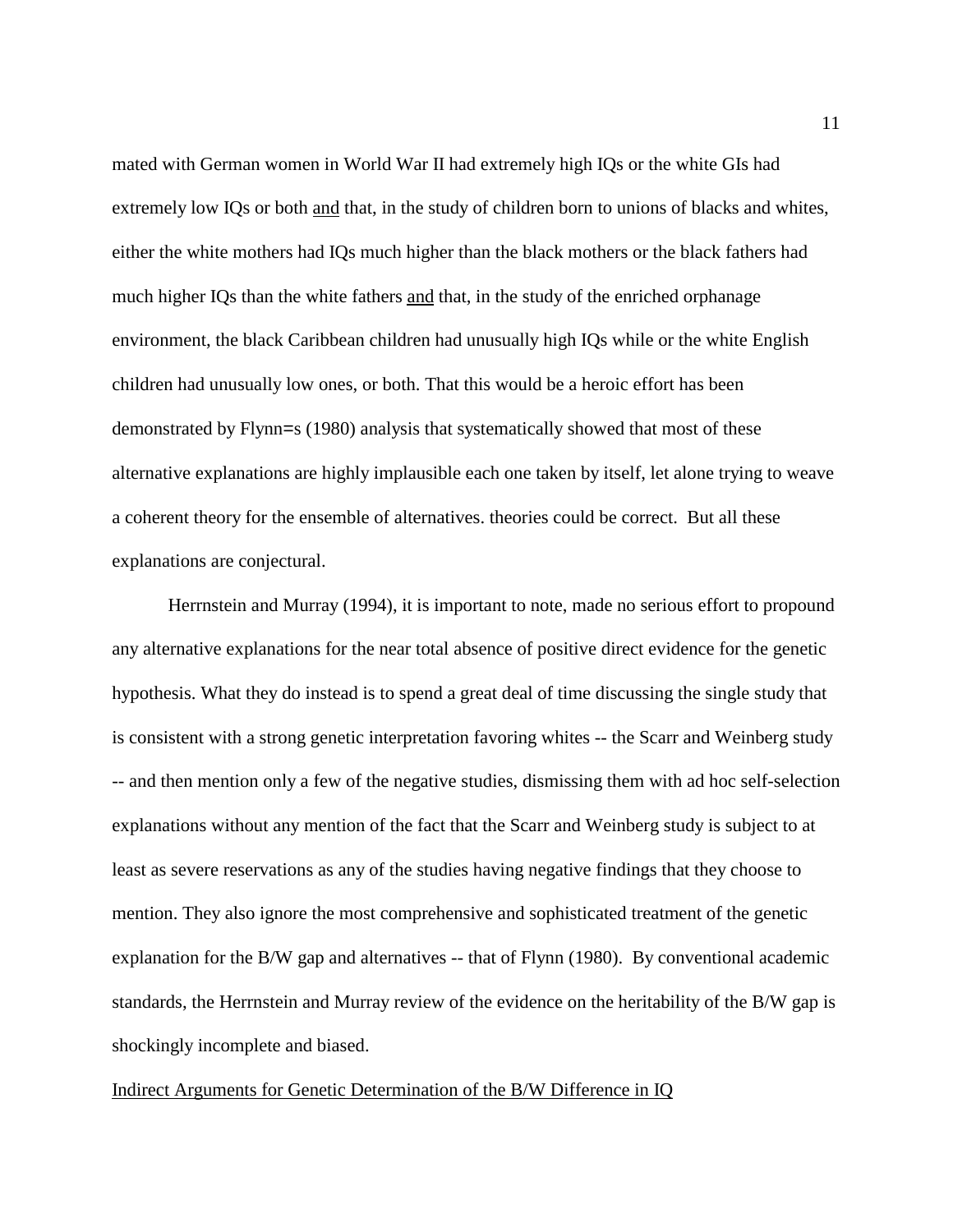mated with German women in World War II had extremely high IQs or the white GIs had extremely low IQs or both <u>and</u> that, in the study of children born to unions of blacks and whites, either the white mothers had IQs much higher than the black mothers or the black fathers had much higher IQs than the white fathers <u>and</u> that, in the study of the enriched orphanage environment, the black Caribbean children had unusually high IQs while or the white English children had unusually low ones, or both. That this would be a heroic effort has been demonstrated by Flynn=s (1980) analysis that systematically showed that most of these alternative explanations are highly implausible each one taken by itself, let alone trying to weave a coherent theory for the ensemble of alternatives. theories could be correct. But all these explanations are conjectural.

Herrnstein and Murray (1994), it is important to note, made no serious effort to propound any alternative explanations for the near total absence of positive direct evidence for the genetic hypothesis. What they do instead is to spend a great deal of time discussing the single study that is consistent with a strong genetic interpretation favoring whites -- the Scarr and Weinberg study -- and then mention only a few of the negative studies, dismissing them with ad hoc self-selection explanations without any mention of the fact that the Scarr and Weinberg study is subject to at least as severe reservations as any of the studies having negative findings that they choose to mention. They also ignore the most comprehensive and sophisticated treatment of the genetic explanation for the B/W gap and alternatives -- that of Flynn (1980). By conventional academic standards, the Herrnstein and Murray review of the evidence on the heritability of the B/W gap is shockingly incomplete and biased.

<u>Indirect Arguments for Genetic Determination of the B/W Difference in IQ</u>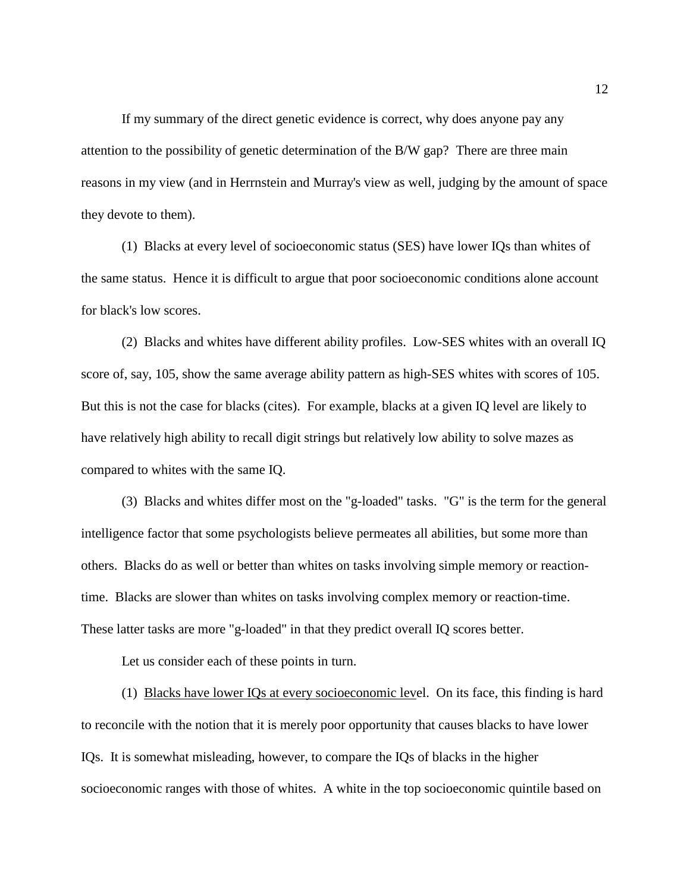If my summary of the direct genetic evidence is correct, why does anyone pay any attention to the possibility of genetic determination of the B/W gap? There are three main reasons in my view (and in Herrnstein and Murray's view as well, judging by the amount of space they devote to them).

(1) Blacks at every level of socioeconomic status (SES) have lower IQs than whites of the same status. Hence it is difficult to argue that poor socioeconomic conditions alone account for black's low scores.

(2) Blacks and whites have different ability profiles. Low-SES whites with an overall IQ score of, say, 105, show the same average ability pattern as high-SES whites with scores of 105. But this is not the case for blacks (cites). For example, blacks at a given IQ level are likely to have relatively high ability to recall digit strings but relatively low ability to solve mazes as compared to whites with the same IQ.

(3) Blacks and whites differ most on the "g-loaded" tasks. "G" is the term for the general intelligence factor that some psychologists believe permeates all abilities, but some more than others. Blacks do as well or better than whites on tasks involving simple memory or reaction-time. Blacks are slower than whites on tasks involving complex memory or reaction-time. These latter tasks are more "g-loaded" in that they predict overall IQ scores better.

Let us consider each of these points in turn.

(1) <u>Blacks have lower IQs at every socioeconomic leve</u>l. On its face, this finding is hard to reconcile with the notion that it is merely poor opportunity that causes blacks to have lower IQs. It is somewhat misleading, however, to compare the IQs of blacks in the higher socioeconomic ranges with those of whites. A white in the top socioeconomic quintile based on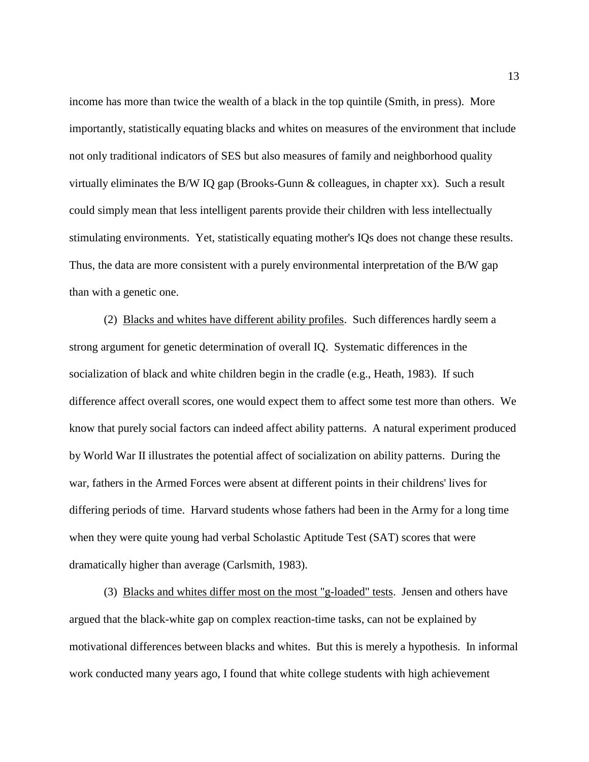income has more than twice the wealth of a black in the top quintile (Smith, in press). More importantly, statistically equating blacks and whites on measures of the environment that include not only traditional indicators of SES but also measures of family and neighborhood quality virtually eliminates the B/W IQ gap (Brooks-Gunn & colleagues, in chapter xx). Such a result could simply mean that less intelligent parents provide their children with less intellectually stimulating environments. Yet, statistically equating mother's IQs does not change these results. Thus, the data are more consistent with a purely environmental interpretation of the B/W gap than with a genetic one.

(2) <u>Blacks and whites have different ability profiles</u>. Such differences hardly seem a strong argument for genetic determination of overall IQ. Systematic differences in the socialization of black and white children begin in the cradle (e.g., Heath, 1983). If such difference affect overall scores, one would expect them to affect some test more than others. We know that purely social factors can indeed affect ability patterns. A natural experiment produced by World War II illustrates the potential affect of socialization on ability patterns. During the war, fathers in the Armed Forces were absent at different points in their childrens' lives for differing periods of time. Harvard students whose fathers had been in the Army for a long time when they were quite young had verbal Scholastic Aptitude Test (SAT) scores that were dramatically higher than average (Carlsmith, 1983).

(3) <u>Blacks and whites differ most on the most "g-loaded" tests</u>. Jensen and others have argued that the black-white gap on complex reaction-time tasks, can not be explained by motivational differences between blacks and whites. But this is merely a hypothesis. In informal work conducted many years ago, I found that white college students with high achievement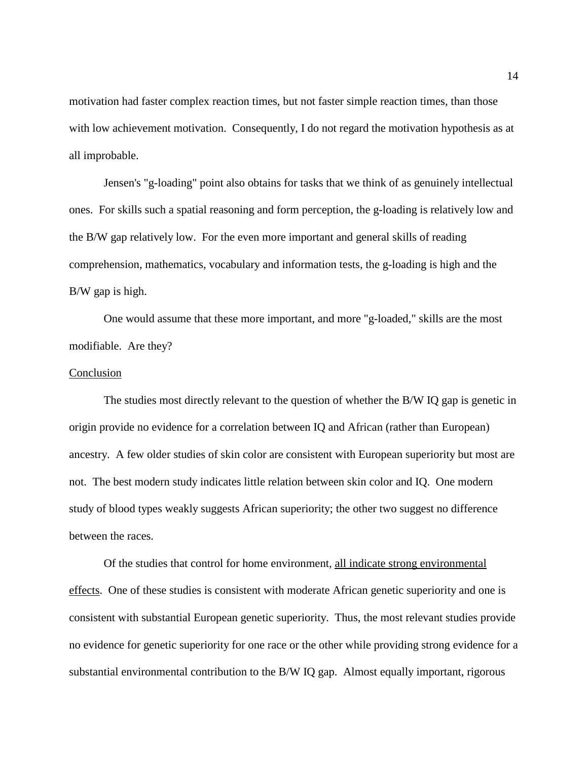motivation had faster complex reaction times, but not faster simple reaction times, than those with low achievement motivation. Consequently, I do not regard the motivation hypothesis as at all improbable.

Jensen's "g-loading" point also obtains for tasks that we think of as genuinely intellectual ones. For skills such a spatial reasoning and form perception, the g-loading is relatively low and the B/W gap relatively low. For the even more important and general skills of reading comprehension, mathematics, vocabulary and information tests, the g-loading is high and the B/W gap is high.

One would assume that these more important, and more "g-loaded," skills are the most modifiable. Are they?

## Conclusion

The studies most directly relevant to the question of whether the B/W IQ gap is genetic in origin provide no evidence for a correlation between IQ and African (rather than European) ancestry. A few older studies of skin color are consistent with European superiority but most are not. The best modern study indicates little relation between skin color and IQ. One modern study of blood types weakly suggests African superiority; the other two suggest no difference between the races.

Of the studies that control for home environment, <u>all indicate strong environmental effects</u>. One of these studies is consistent with moderate African genetic superiority and one is consistent with substantial European genetic superiority. Thus, the most relevant studies provide no evidence for genetic superiority for one race or the other while providing strong evidence for a substantial environmental contribution to the B/W IQ gap. Almost equally important, rigorous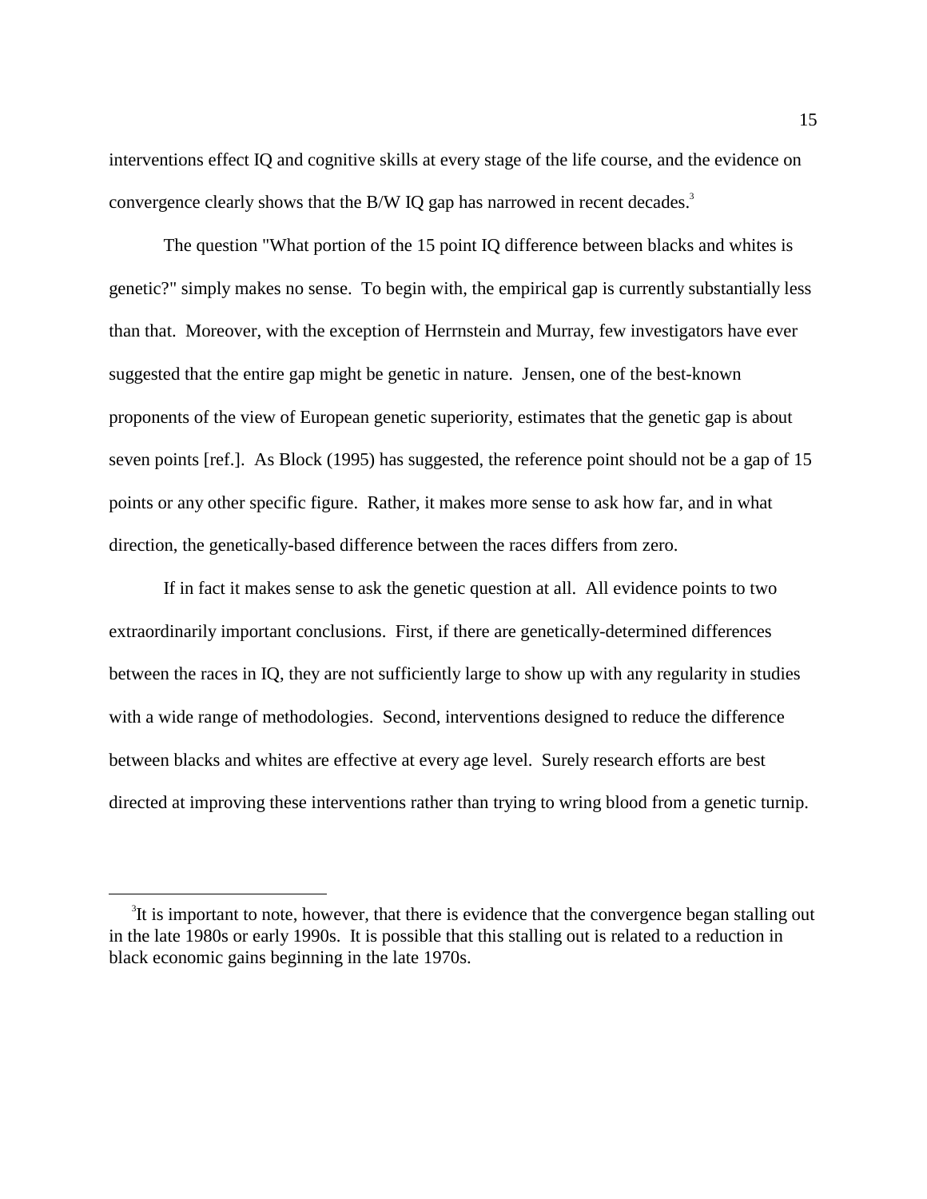interventions effect IQ and cognitive skills at every stage of the life course, and the evidence on convergence clearly shows that the B/W IQ gap has narrowed in recent decades.[3]

The question "What portion of the 15 point IQ difference between blacks and whites is genetic?" simply makes no sense. To begin with, the empirical gap is currently substantially less than that. Moreover, with the exception of Herrnstein and Murray, few investigators have ever suggested that the entire gap might be genetic in nature. Jensen, one of the best-known proponents of the view of European genetic superiority, estimates that the genetic gap is about seven points [ref.]. As Block (1995) has suggested, the reference point should not be a gap of 15 points or any other specific figure. Rather, it makes more sense to ask how far, and in what direction, the genetically-based difference between the races differs from zero.

If in fact it makes sense to ask the genetic question at all. All evidence points to two extraordinarily important conclusions. First, if there are genetically-determined differences between the races in IQ, they are not sufficiently large to show up with any regularity in studies with a wide range of methodologies. Second, interventions designed to reduce the difference between blacks and whites are effective at every age level. Surely research efforts are best directed at improving these interventions rather than trying to wring blood from a genetic turnip.

---

[3] It is important to note, however, that there is evidence that the convergence began stalling out in the late 1980s or early 1990s. It is possible that this stalling out is related to a reduction in black economic gains beginning in the late 1970s.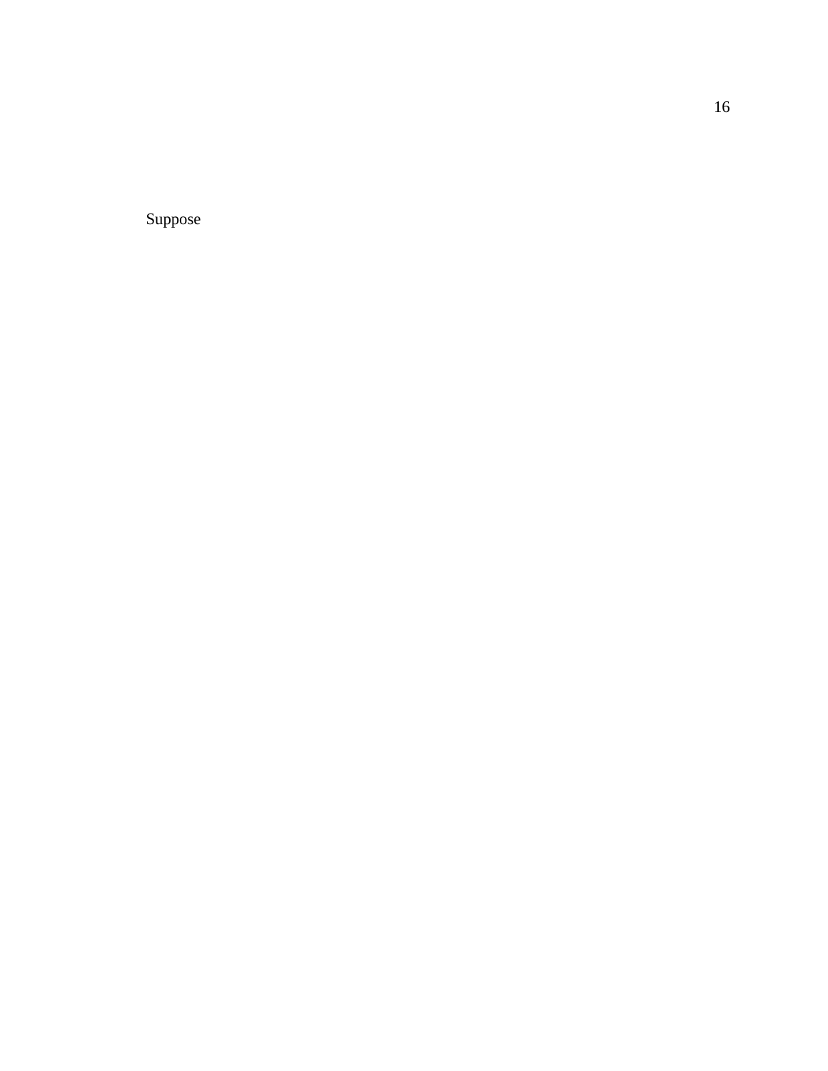Suppose